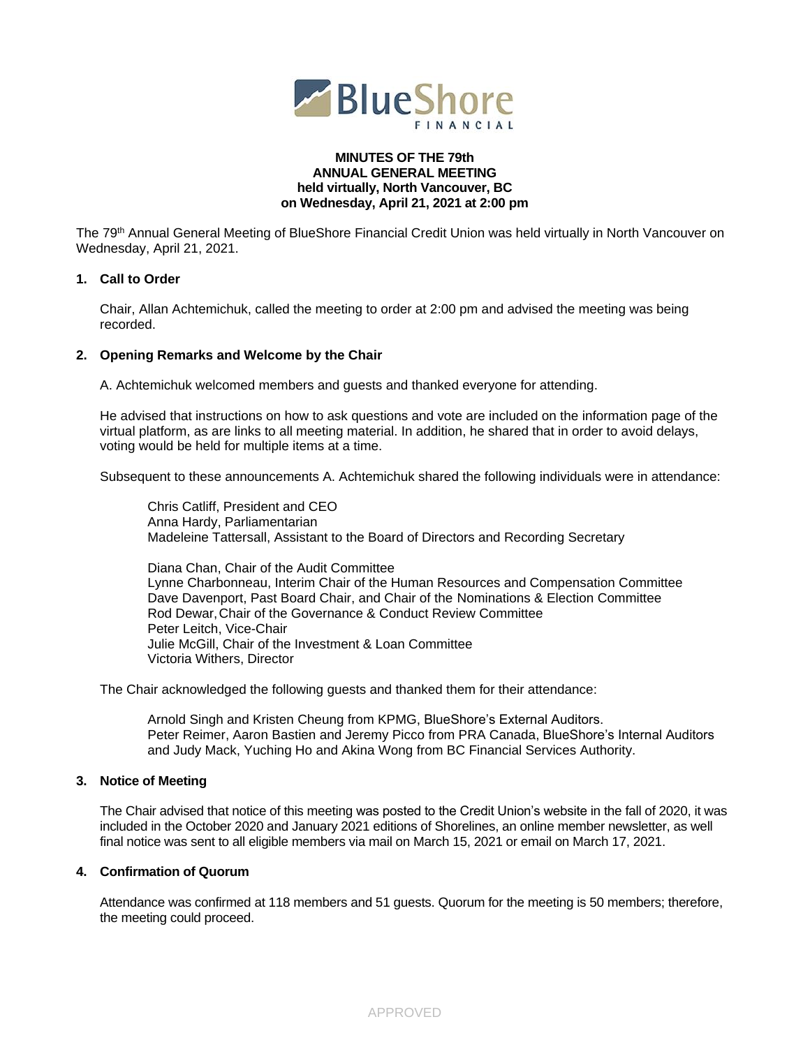BlueShore FINANCIAL

**MINUTES OF THE 79th**
**ANNUAL GENERAL MEETING**
**held virtually, North Vancouver, BC**
**on Wednesday, April 21, 2021 at 2:00 pm**

The 79th Annual General Meeting of BlueShore Financial Credit Union was held virtually in North Vancouver on Wednesday, April 21, 2021.

**1. Call to Order**

Chair, Allan Achtemichuk, called the meeting to order at 2:00 pm and advised the meeting was being recorded.

**2. Opening Remarks and Welcome by the Chair**

A. Achtemichuk welcomed members and guests and thanked everyone for attending.

He advised that instructions on how to ask questions and vote are included on the information page of the virtual platform, as are links to all meeting material. In addition, he shared that in order to avoid delays, voting would be held for multiple items at a time.

Subsequent to these announcements A. Achtemichuk shared the following individuals were in attendance:

Chris Catliff, President and CEO
Anna Hardy, Parliamentarian
Madeleine Tattersall, Assistant to the Board of Directors and Recording Secretary

Diana Chan, Chair of the Audit Committee
Lynne Charbonneau, Interim Chair of the Human Resources and Compensation Committee
Dave Davenport, Past Board Chair, and Chair of the Nominations & Election Committee
Rod Dewar, Chair of the Governance & Conduct Review Committee
Peter Leitch, Vice-Chair
Julie McGill, Chair of the Investment & Loan Committee
Victoria Withers, Director

The Chair acknowledged the following guests and thanked them for their attendance:

Arnold Singh and Kristen Cheung from KPMG, BlueShore's External Auditors.
Peter Reimer, Aaron Bastien and Jeremy Picco from PRA Canada, BlueShore's Internal Auditors and Judy Mack, Yuching Ho and Akina Wong from BC Financial Services Authority.

**3. Notice of Meeting**

The Chair advised that notice of this meeting was posted to the Credit Union's website in the fall of 2020, it was included in the October 2020 and January 2021 editions of Shorelines, an online member newsletter, as well final notice was sent to all eligible members via mail on March 15, 2021 or email on March 17, 2021.

**4. Confirmation of Quorum**

Attendance was confirmed at 118 members and 51 guests. Quorum for the meeting is 50 members; therefore, the meeting could proceed.

APPROVED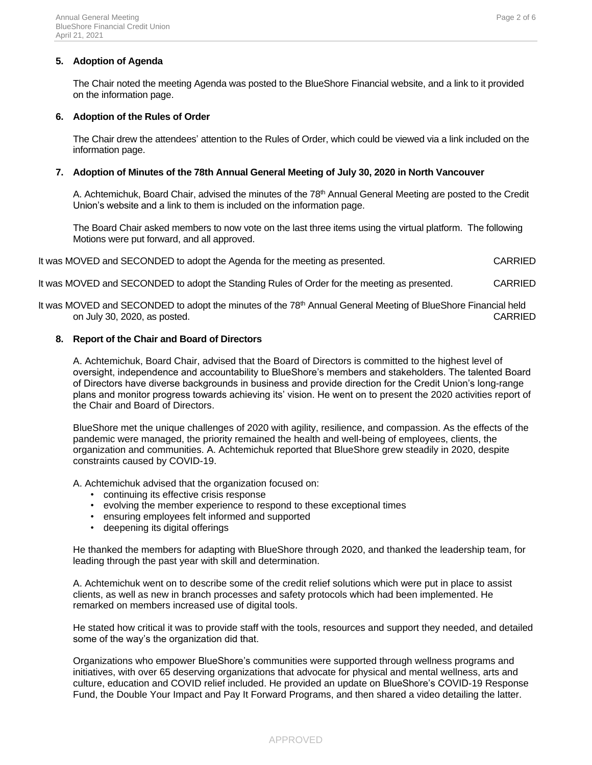### 5. Adoption of Agenda

The Chair noted the meeting Agenda was posted to the BlueShore Financial website, and a link to it provided on the information page.

### 6. Adoption of the Rules of Order

The Chair drew the attendees' attention to the Rules of Order, which could be viewed via a link included on the information page.

### 7. Adoption of Minutes of the 78th Annual General Meeting of July 30, 2020 in North Vancouver

A. Achtemichuk, Board Chair, advised the minutes of the 78th Annual General Meeting are posted to the Credit Union's website and a link to them is included on the information page.

The Board Chair asked members to now vote on the last three items using the virtual platform. The following Motions were put forward, and all approved.

It was MOVED and SECONDED to adopt the Agenda for the meeting as presented. CARRIED

It was MOVED and SECONDED to adopt the Standing Rules of Order for the meeting as presented. CARRIED

It was MOVED and SECONDED to adopt the minutes of the 78th Annual General Meeting of BlueShore Financial held on July 30, 2020, as posted. CARRIED

### 8. Report of the Chair and Board of Directors

A. Achtemichuk, Board Chair, advised that the Board of Directors is committed to the highest level of oversight, independence and accountability to BlueShore's members and stakeholders. The talented Board of Directors have diverse backgrounds in business and provide direction for the Credit Union's long-range plans and monitor progress towards achieving its' vision. He went on to present the 2020 activities report of the Chair and Board of Directors.

BlueShore met the unique challenges of 2020 with agility, resilience, and compassion. As the effects of the pandemic were managed, the priority remained the health and well-being of employees, clients, the organization and communities. A. Achtemichuk reported that BlueShore grew steadily in 2020, despite constraints caused by COVID-19.

A. Achtemichuk advised that the organization focused on:

- continuing its effective crisis response
- evolving the member experience to respond to these exceptional times
- ensuring employees felt informed and supported
- deepening its digital offerings

He thanked the members for adapting with BlueShore through 2020, and thanked the leadership team, for leading through the past year with skill and determination.

A. Achtemichuk went on to describe some of the credit relief solutions which were put in place to assist clients, as well as new in branch processes and safety protocols which had been implemented. He remarked on members increased use of digital tools.

He stated how critical it was to provide staff with the tools, resources and support they needed, and detailed some of the way's the organization did that.

Organizations who empower BlueShore's communities were supported through wellness programs and initiatives, with over 65 deserving organizations that advocate for physical and mental wellness, arts and culture, education and COVID relief included. He provided an update on BlueShore's COVID-19 Response Fund, the Double Your Impact and Pay It Forward Programs, and then shared a video detailing the latter.

APPROVED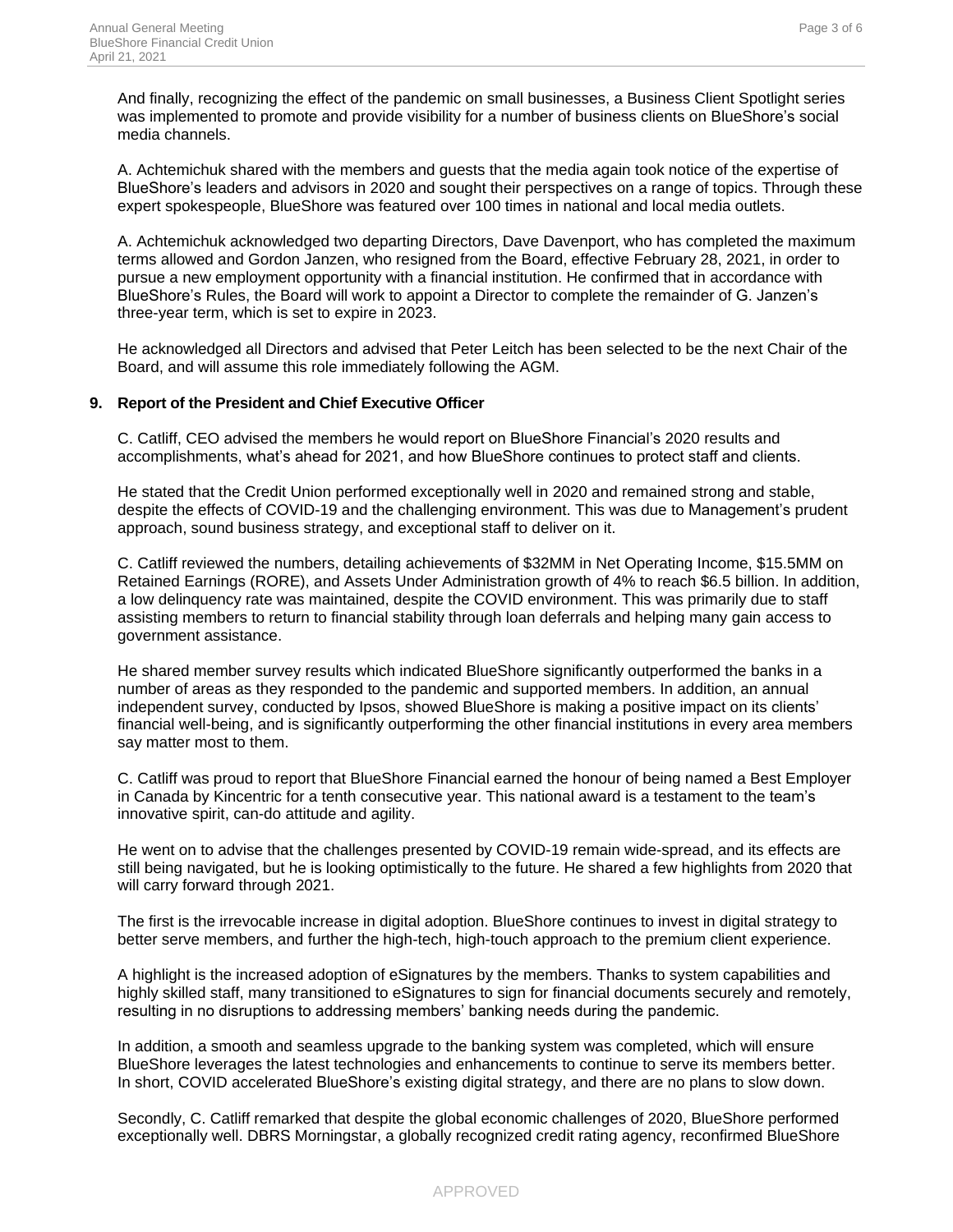And finally, recognizing the effect of the pandemic on small businesses, a Business Client Spotlight series was implemented to promote and provide visibility for a number of business clients on BlueShore's social media channels.

A. Achtemichuk shared with the members and guests that the media again took notice of the expertise of BlueShore's leaders and advisors in 2020 and sought their perspectives on a range of topics. Through these expert spokespeople, BlueShore was featured over 100 times in national and local media outlets.

A. Achtemichuk acknowledged two departing Directors, Dave Davenport, who has completed the maximum terms allowed and Gordon Janzen, who resigned from the Board, effective February 28, 2021, in order to pursue a new employment opportunity with a financial institution. He confirmed that in accordance with BlueShore's Rules, the Board will work to appoint a Director to complete the remainder of G. Janzen's three-year term, which is set to expire in 2023.

He acknowledged all Directors and advised that Peter Leitch has been selected to be the next Chair of the Board, and will assume this role immediately following the AGM.

## 9. Report of the President and Chief Executive Officer

C. Catliff, CEO advised the members he would report on BlueShore Financial's 2020 results and accomplishments, what's ahead for 2021, and how BlueShore continues to protect staff and clients.

He stated that the Credit Union performed exceptionally well in 2020 and remained strong and stable, despite the effects of COVID-19 and the challenging environment. This was due to Management's prudent approach, sound business strategy, and exceptional staff to deliver on it.

C. Catliff reviewed the numbers, detailing achievements of $32MM in Net Operating Income, $15.5MM on Retained Earnings (RORE), and Assets Under Administration growth of 4% to reach $6.5 billion. In addition, a low delinquency rate was maintained, despite the COVID environment. This was primarily due to staff assisting members to return to financial stability through loan deferrals and helping many gain access to government assistance.

He shared member survey results which indicated BlueShore significantly outperformed the banks in a number of areas as they responded to the pandemic and supported members. In addition, an annual independent survey, conducted by Ipsos, showed BlueShore is making a positive impact on its clients' financial well-being, and is significantly outperforming the other financial institutions in every area members say matter most to them.

C. Catliff was proud to report that BlueShore Financial earned the honour of being named a Best Employer in Canada by Kincentric for a tenth consecutive year. This national award is a testament to the team's innovative spirit, can-do attitude and agility.

He went on to advise that the challenges presented by COVID-19 remain wide-spread, and its effects are still being navigated, but he is looking optimistically to the future. He shared a few highlights from 2020 that will carry forward through 2021.

The first is the irrevocable increase in digital adoption. BlueShore continues to invest in digital strategy to better serve members, and further the high-tech, high-touch approach to the premium client experience.

A highlight is the increased adoption of eSignatures by the members. Thanks to system capabilities and highly skilled staff, many transitioned to eSignatures to sign for financial documents securely and remotely, resulting in no disruptions to addressing members' banking needs during the pandemic.

In addition, a smooth and seamless upgrade to the banking system was completed, which will ensure BlueShore leverages the latest technologies and enhancements to continue to serve its members better. In short, COVID accelerated BlueShore's existing digital strategy, and there are no plans to slow down.

Secondly, C. Catliff remarked that despite the global economic challenges of 2020, BlueShore performed exceptionally well. DBRS Morningstar, a globally recognized credit rating agency, reconfirmed BlueShore

APPROVED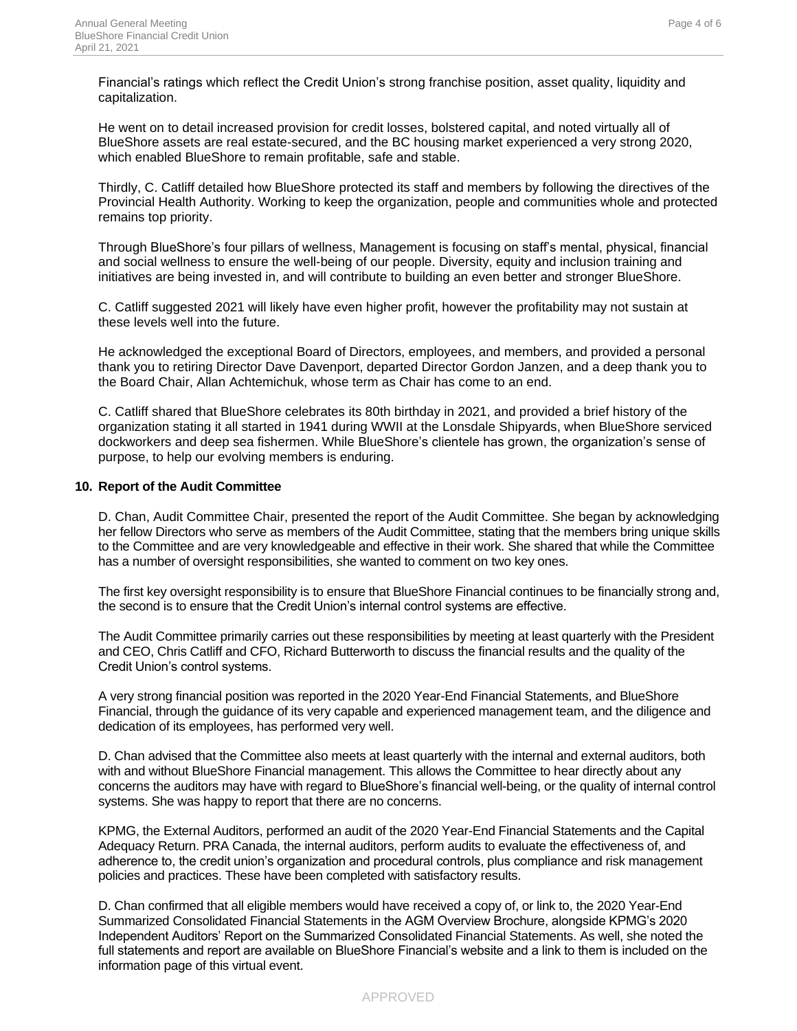Financial's ratings which reflect the Credit Union's strong franchise position, asset quality, liquidity and capitalization.

He went on to detail increased provision for credit losses, bolstered capital, and noted virtually all of BlueShore assets are real estate-secured, and the BC housing market experienced a very strong 2020, which enabled BlueShore to remain profitable, safe and stable.

Thirdly, C. Catliff detailed how BlueShore protected its staff and members by following the directives of the Provincial Health Authority. Working to keep the organization, people and communities whole and protected remains top priority.

Through BlueShore's four pillars of wellness, Management is focusing on staff's mental, physical, financial and social wellness to ensure the well-being of our people. Diversity, equity and inclusion training and initiatives are being invested in, and will contribute to building an even better and stronger BlueShore.

C. Catliff suggested 2021 will likely have even higher profit, however the profitability may not sustain at these levels well into the future.

He acknowledged the exceptional Board of Directors, employees, and members, and provided a personal thank you to retiring Director Dave Davenport, departed Director Gordon Janzen, and a deep thank you to the Board Chair, Allan Achtemichuk, whose term as Chair has come to an end.

C. Catliff shared that BlueShore celebrates its 80th birthday in 2021, and provided a brief history of the organization stating it all started in 1941 during WWII at the Lonsdale Shipyards, when BlueShore serviced dockworkers and deep sea fishermen. While BlueShore's clientele has grown, the organization's sense of purpose, to help our evolving members is enduring.

**10. Report of the Audit Committee**

D. Chan, Audit Committee Chair, presented the report of the Audit Committee. She began by acknowledging her fellow Directors who serve as members of the Audit Committee, stating that the members bring unique skills to the Committee and are very knowledgeable and effective in their work. She shared that while the Committee has a number of oversight responsibilities, she wanted to comment on two key ones.

The first key oversight responsibility is to ensure that BlueShore Financial continues to be financially strong and, the second is to ensure that the Credit Union's internal control systems are effective.

The Audit Committee primarily carries out these responsibilities by meeting at least quarterly with the President and CEO, Chris Catliff and CFO, Richard Butterworth to discuss the financial results and the quality of the Credit Union's control systems.

A very strong financial position was reported in the 2020 Year-End Financial Statements, and BlueShore Financial, through the guidance of its very capable and experienced management team, and the diligence and dedication of its employees, has performed very well.

D. Chan advised that the Committee also meets at least quarterly with the internal and external auditors, both with and without BlueShore Financial management. This allows the Committee to hear directly about any concerns the auditors may have with regard to BlueShore's financial well-being, or the quality of internal control systems. She was happy to report that there are no concerns.

KPMG, the External Auditors, performed an audit of the 2020 Year-End Financial Statements and the Capital Adequacy Return. PRA Canada, the internal auditors, perform audits to evaluate the effectiveness of, and adherence to, the credit union's organization and procedural controls, plus compliance and risk management policies and practices. These have been completed with satisfactory results.

D. Chan confirmed that all eligible members would have received a copy of, or link to, the 2020 Year-End Summarized Consolidated Financial Statements in the AGM Overview Brochure, alongside KPMG's 2020 Independent Auditors' Report on the Summarized Consolidated Financial Statements. As well, she noted the full statements and report are available on BlueShore Financial's website and a link to them is included on the information page of this virtual event.

APPROVED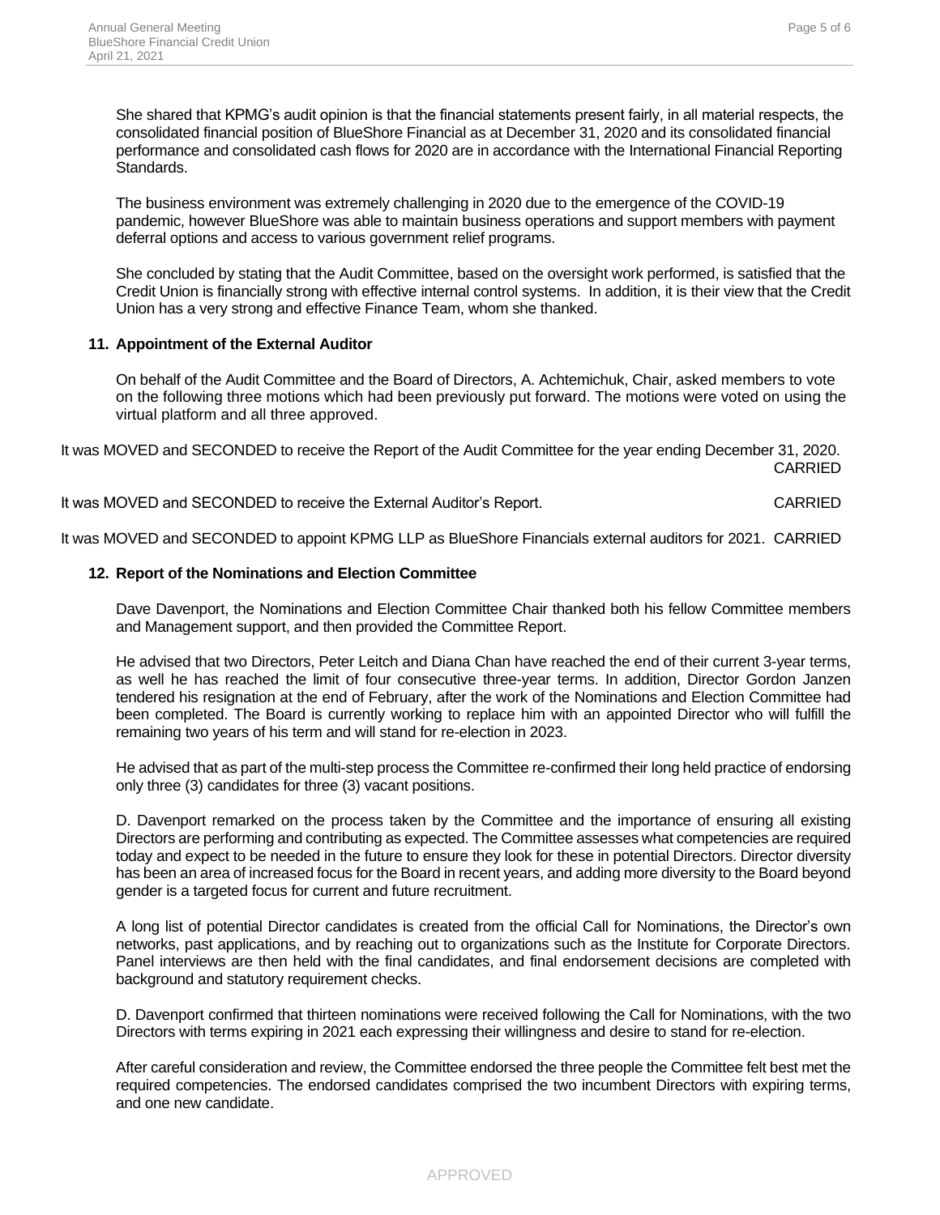She shared that KPMG's audit opinion is that the financial statements present fairly, in all material respects, the consolidated financial position of BlueShore Financial as at December 31, 2020 and its consolidated financial performance and consolidated cash flows for 2020 are in accordance with the International Financial Reporting Standards.

The business environment was extremely challenging in 2020 due to the emergence of the COVID-19 pandemic, however BlueShore was able to maintain business operations and support members with payment deferral options and access to various government relief programs.

She concluded by stating that the Audit Committee, based on the oversight work performed, is satisfied that the Credit Union is financially strong with effective internal control systems. In addition, it is their view that the Credit Union has a very strong and effective Finance Team, whom she thanked.

**11. Appointment of the External Auditor**

On behalf of the Audit Committee and the Board of Directors, A. Achtemichuk, Chair, asked members to vote on the following three motions which had been previously put forward. The motions were voted on using the virtual platform and all three approved.

It was MOVED and SECONDED to receive the Report of the Audit Committee for the year ending December 31, 2020. CARRIED

It was MOVED and SECONDED to receive the External Auditor's Report. CARRIED

It was MOVED and SECONDED to appoint KPMG LLP as BlueShore Financials external auditors for 2021. CARRIED

**12. Report of the Nominations and Election Committee**

Dave Davenport, the Nominations and Election Committee Chair thanked both his fellow Committee members and Management support, and then provided the Committee Report.

He advised that two Directors, Peter Leitch and Diana Chan have reached the end of their current 3-year terms, as well he has reached the limit of four consecutive three-year terms. In addition, Director Gordon Janzen tendered his resignation at the end of February, after the work of the Nominations and Election Committee had been completed. The Board is currently working to replace him with an appointed Director who will fulfill the remaining two years of his term and will stand for re-election in 2023.

He advised that as part of the multi-step process the Committee re-confirmed their long held practice of endorsing only three (3) candidates for three (3) vacant positions.

D. Davenport remarked on the process taken by the Committee and the importance of ensuring all existing Directors are performing and contributing as expected. The Committee assesses what competencies are required today and expect to be needed in the future to ensure they look for these in potential Directors. Director diversity has been an area of increased focus for the Board in recent years, and adding more diversity to the Board beyond gender is a targeted focus for current and future recruitment.

A long list of potential Director candidates is created from the official Call for Nominations, the Director's own networks, past applications, and by reaching out to organizations such as the Institute for Corporate Directors. Panel interviews are then held with the final candidates, and final endorsement decisions are completed with background and statutory requirement checks.

D. Davenport confirmed that thirteen nominations were received following the Call for Nominations, with the two Directors with terms expiring in 2021 each expressing their willingness and desire to stand for re-election.

After careful consideration and review, the Committee endorsed the three people the Committee felt best met the required competencies. The endorsed candidates comprised the two incumbent Directors with expiring terms, and one new candidate.

APPROVED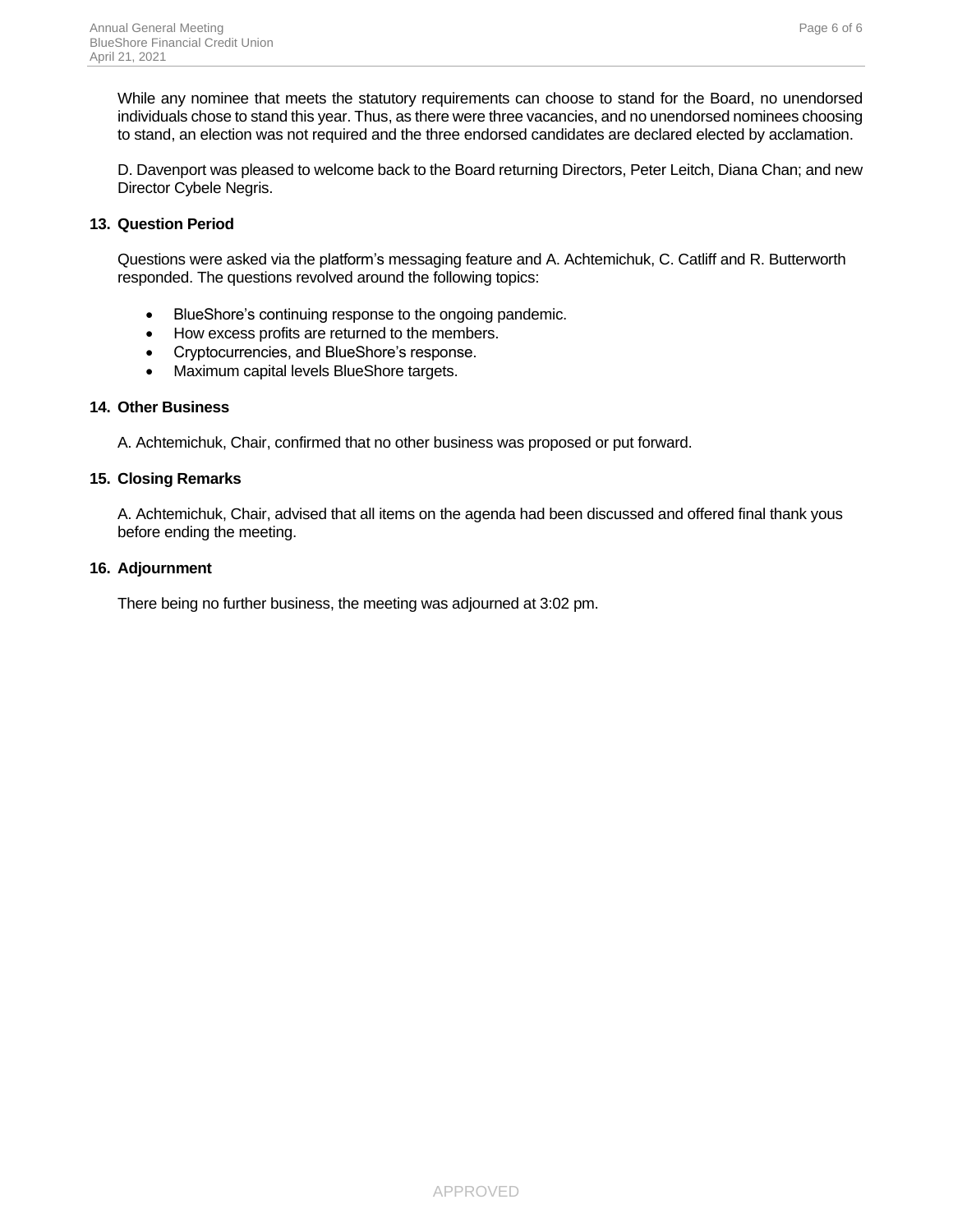While any nominee that meets the statutory requirements can choose to stand for the Board, no unendorsed individuals chose to stand this year. Thus, as there were three vacancies, and no unendorsed nominees choosing to stand, an election was not required and the three endorsed candidates are declared elected by acclamation.

D. Davenport was pleased to welcome back to the Board returning Directors, Peter Leitch, Diana Chan; and new Director Cybele Negris.

**13. Question Period**

Questions were asked via the platform's messaging feature and A. Achtemichuk, C. Catliff and R. Butterworth responded. The questions revolved around the following topics:

- BlueShore's continuing response to the ongoing pandemic.
- How excess profits are returned to the members.
- Cryptocurrencies, and BlueShore's response.
- Maximum capital levels BlueShore targets.

**14. Other Business**

A. Achtemichuk, Chair, confirmed that no other business was proposed or put forward.

**15. Closing Remarks**

A. Achtemichuk, Chair, advised that all items on the agenda had been discussed and offered final thank yous before ending the meeting.

**16. Adjournment**

There being no further business, the meeting was adjourned at 3:02 pm.

APPROVED